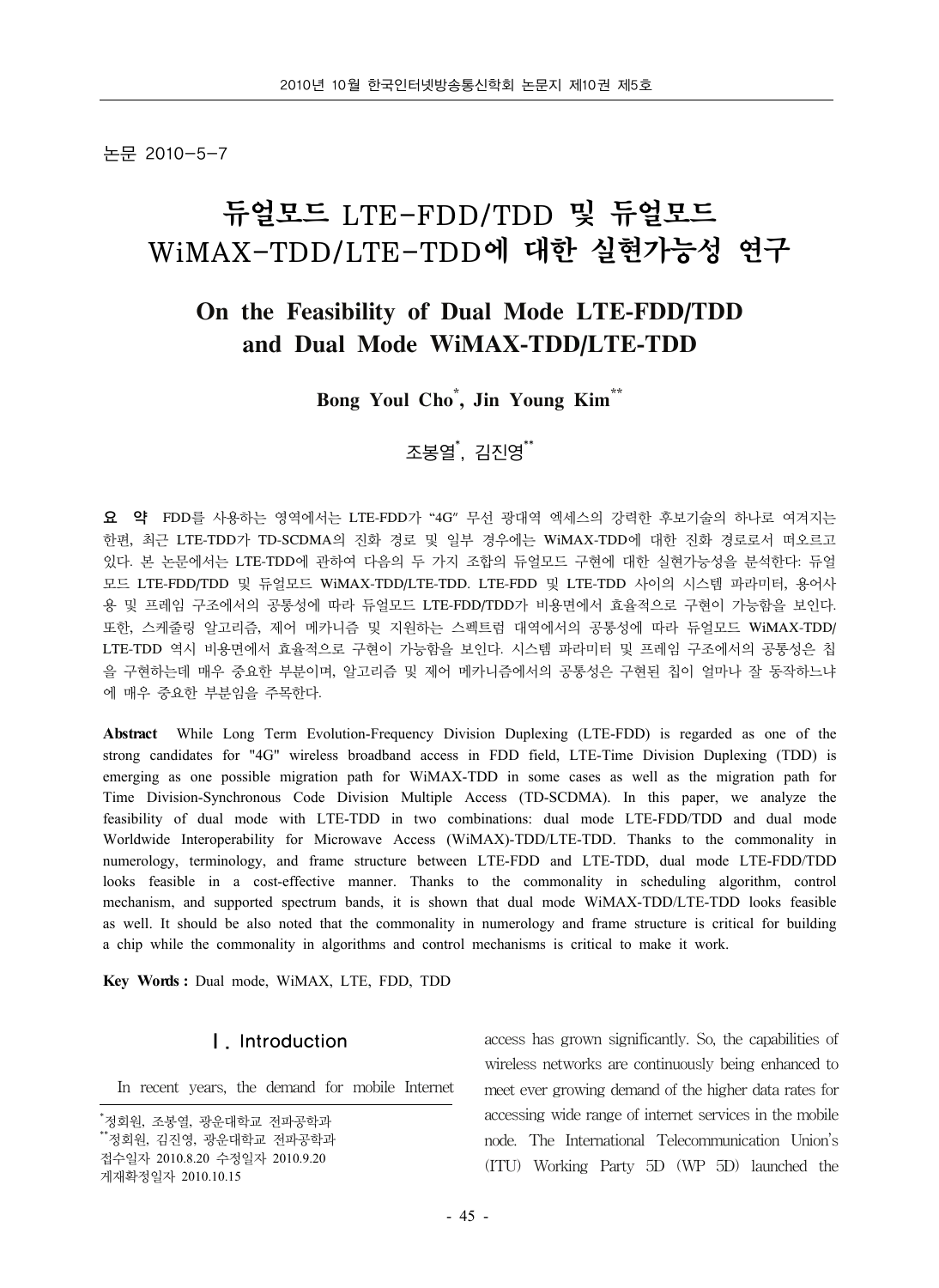논문 2010-5-7

# 듀얼모드 LTE-FDD/TDD 및 듀얼모드 WiMAX-TDD/LTE-TDD에 대한 실현가능성 연구

# On the Feasibility of Dual Mode LTE-FDD/TDD and Dual Mode WiMAX-TDD/LTE-TDD

**Bong Youl Cho*, Jin Young Kim****

조봉열*, 김진영**

**요 약** FDD를 사용하는 영역에서는 LTE-FDD가 "4G" 무선 광대역 엑세스의 강력한 후보기술의 하나로 여겨지는 한편, 최근 LTE-TDD가 TD-SCDMA의 진화 경로 및 일부 경우에는 WiMAX-TDD에 대한 진화 경로로서 떠오르고 있다. 본 논문에서는 LTE-TDD에 관하여 다음의 두 가지 조합의 듀얼모드 구현에 대한 실현가능성을 분석한다: 듀얼모드 LTE-FDD/TDD 및 듀얼모드 WiMAX-TDD/LTE-TDD. LTE-FDD 및 LTE-TDD 사이의 시스템 파라미터, 용어사용 및 프레임 구조에서의 공통성에 따라 듀얼모드 LTE-FDD/TDD가 비용면에서 효율적으로 구현이 가능함을 보인다. 또한, 스케줄링 알고리즘, 제어 메카니즘 및 지원하는 스펙트럼 대역에서의 공통성에 따라 듀얼모드 WiMAX-TDD/LTE-TDD 역시 비용면에서 효율적으로 구현이 가능함을 보인다. 시스템 파라미터 및 프레임 구조에서의 공통성은 칩을 구현하는데 매우 중요한 부분이며, 알고리즘 및 제어 메카니즘에서의 공통성은 구현된 칩이 얼마나 잘 동작하느냐에 매우 중요한 부분임을 주목한다.

**Abstract** While Long Term Evolution-Frequency Division Duplexing (LTE-FDD) is regarded as one of the strong candidates for "4G" wireless broadband access in FDD field, LTE-Time Division Duplexing (TDD) is emerging as one possible migration path for WiMAX-TDD in some cases as well as the migration path for Time Division-Synchronous Code Division Multiple Access (TD-SCDMA). In this paper, we analyze the feasibility of dual mode with LTE-TDD in two combinations: dual mode LTE-FDD/TDD and dual mode Worldwide Interoperability for Microwave Access (WiMAX)-TDD/LTE-TDD. Thanks to the commonality in numerology, terminology, and frame structure between LTE-FDD and LTE-TDD, dual mode LTE-FDD/TDD looks feasible in a cost-effective manner. Thanks to the commonality in scheduling algorithm, control mechanism, and supported spectrum bands, it is shown that dual mode WiMAX-TDD/LTE-TDD looks feasible as well. It should be also noted that the commonality in numerology and frame structure is critical for building a chip while the commonality in algorithms and control mechanisms is critical to make it work.

**Key Words :** Dual mode, WiMAX, LTE, FDD, TDD

## Ⅰ. Introduction

In recent years, the demand for mobile Internet access has grown significantly. So, the capabilities of wireless networks are continuously being enhanced to meet ever growing demand of the higher data rates for accessing wide range of internet services in the mobile node. The International Telecommunication Union's (ITU) Working Party 5D (WP 5D) launched the

*정회원, 조봉열, 광운대학교 전파공학과
**정회원, 김진영, 광운대학교 전파공학과
접수일자 2010.8.20 수정일자 2010.9.20
게재확정일자 2010.10.15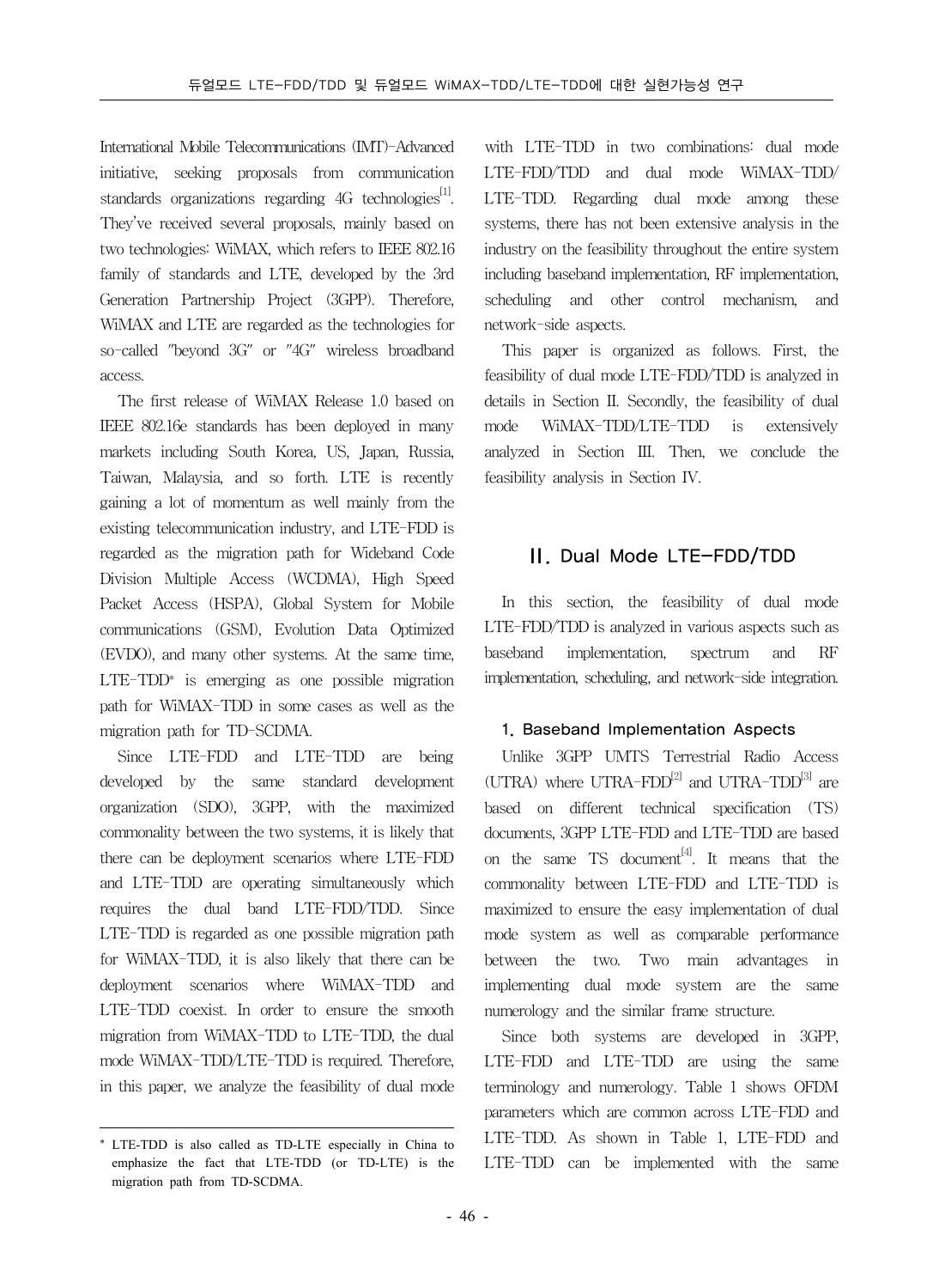International Mobile Telecommunications (IMT)-Advanced initiative, seeking proposals from communication standards organizations regarding 4G technologies[1]. They've received several proposals, mainly based on two technologies: WiMAX, which refers to IEEE 802.16 family of standards and LTE, developed by the 3rd Generation Partnership Project (3GPP). Therefore, WiMAX and LTE are regarded as the technologies for so-called "beyond 3G" or "4G" wireless broadband access.

The first release of WiMAX Release 1.0 based on IEEE 802.16e standards has been deployed in many markets including South Korea, US, Japan, Russia, Taiwan, Malaysia, and so forth. LTE is recently gaining a lot of momentum as well mainly from the existing telecommunication industry, and LTE-FDD is regarded as the migration path for Wideband Code Division Multiple Access (WCDMA), High Speed Packet Access (HSPA), Global System for Mobile communications (GSM), Evolution Data Optimized (EVDO), and many other systems. At the same time, LTE-TDD* is emerging as one possible migration path for WiMAX-TDD in some cases as well as the migration path for TD-SCDMA.

Since LTE-FDD and LTE-TDD are being developed by the same standard development organization (SDO), 3GPP, with the maximized commonality between the two systems, it is likely that there can be deployment scenarios where LTE-FDD and LTE-TDD are operating simultaneously which requires the dual band LTE-FDD/TDD. Since LTE-TDD is regarded as one possible migration path for WiMAX-TDD, it is also likely that there can be deployment scenarios where WiMAX-TDD and LTE-TDD coexist. In order to ensure the smooth migration from WiMAX-TDD to LTE-TDD, the dual mode WiMAX-TDD/LTE-TDD is required. Therefore, in this paper, we analyze the feasibility of dual mode with LTE-TDD in two combinations: dual mode LTE-FDD/TDD and dual mode WiMAX-TDD/LTE-TDD. Regarding dual mode among these systems, there has not been extensive analysis in the industry on the feasibility throughout the entire system including baseband implementation, RF implementation, scheduling and other control mechanism, and network-side aspects.

This paper is organized as follows. First, the feasibility of dual mode LTE-FDD/TDD is analyzed in details in Section II. Secondly, the feasibility of dual mode WiMAX-TDD/LTE-TDD is extensively analyzed in Section III. Then, we conclude the feasibility analysis in Section IV.

## II. Dual Mode LTE-FDD/TDD

In this section, the feasibility of dual mode LTE-FDD/TDD is analyzed in various aspects such as baseband implementation, spectrum and RF implementation, scheduling, and network-side integration.

### 1. Baseband Implementation Aspects

Unlike 3GPP UMTS Terrestrial Radio Access (UTRA) where UTRA-FDD[2] and UTRA-TDD[3] are based on different technical specification (TS) documents, 3GPP LTE-FDD and LTE-TDD are based on the same TS document[4]. It means that the commonality between LTE-FDD and LTE-TDD is maximized to ensure the easy implementation of dual mode system as well as comparable performance between the two. Two main advantages in implementing dual mode system are the same numerology and the similar frame structure.

Since both systems are developed in 3GPP, LTE-FDD and LTE-TDD are using the same terminology and numerology. Table 1 shows OFDM parameters which are common across LTE-FDD and LTE-TDD. As shown in Table 1, LTE-FDD and LTE-TDD can be implemented with the same

---

* LTE-TDD is also called as TD-LTE especially in China to emphasize the fact that LTE-TDD (or TD-LTE) is the migration path from TD-SCDMA.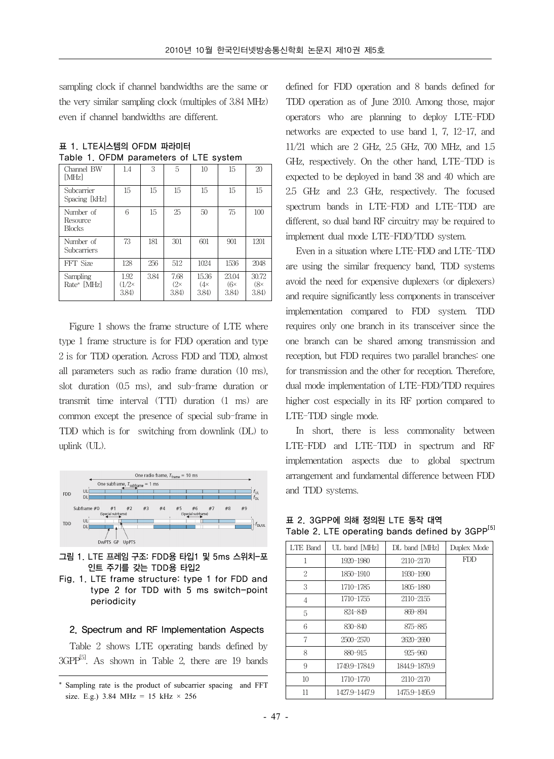sampling clock if channel bandwidths are the same or the very similar sampling clock (multiples of 3.84 MHz) even if channel bandwidths are different.

표 1. LTE시스템의 OFDM 파라미터
Table 1. OFDM parameters of LTE system

| Channel BW [MHz] | 1.4 | 3 | 5 | 10 | 15 | 20 |
|---|---|---|---|---|---|---|
| Subcarrier Spacing [kHz] | 15 | 15 | 15 | 15 | 15 | 15 |
| Number of Resource Blocks | 6 | 15 | 25 | 50 | 75 | 100 |
| Number of Subcarriers | 73 | 181 | 301 | 601 | 901 | 1201 |
| FFT Size | 128 | 256 | 512 | 1024 | 1536 | 2048 |
| Sampling Rate* [MHz] | 1.92 (1/2× 3.84) | 3.84 | 7.68 (2× 3.84) | 15.36 (4× 3.84) | 23.04 (6× 3.84) | 30.72 (8× 3.84) |

Figure 1 shows the frame structure of LTE where type 1 frame structure is for FDD operation and type 2 is for TDD operation. Across FDD and TDD, almost all parameters such as radio frame duration (10 ms), slot duration (0.5 ms), and sub-frame duration or transmit time interval (TTI) duration (1 ms) are common except the presence of special sub-frame in TDD which is for switching from downlink (DL) to uplink (UL).

그림 1. LTE 프레임 구조: FDD용 타입1 및 5ms 스위치-포인트 주기를 갖는 TDD용 타입2
Fig. 1. LTE frame structure: type 1 for FDD and type 2 for TDD with 5 ms switch-point periodicity

## 2. Spectrum and RF Implementation Aspects

Table 2 shows LTE operating bands defined by 3GPP[5]. As shown in Table 2, there are 19 bands defined for FDD operation and 8 bands defined for TDD operation as of June 2010. Among those, major operators who are planning to deploy LTE-FDD networks are expected to use band 1, 7, 12-17, and 11/21 which are 2 GHz, 2.5 GHz, 700 MHz, and 1.5 GHz, respectively. On the other hand, LTE-TDD is expected to be deployed in band 38 and 40 which are 2.5 GHz and 2.3 GHz, respectively. The focused spectrum bands in LTE-FDD and LTE-TDD are different, so dual band RF circuitry may be required to implement dual mode LTE-FDD/TDD system.

Even in a situation where LTE-FDD and LTE-TDD are using the similar frequency band, TDD systems avoid the need for expensive duplexers (or diplexers) and require significantly less components in transceiver implementation compared to FDD system. TDD requires only one branch in its transceiver since the one branch can be shared among transmission and reception, but FDD requires two parallel branches: one for transmission and the other for reception. Therefore, dual mode implementation of LTE-FDD/TDD requires higher cost especially in its RF portion compared to LTE-TDD single mode.

In short, there is less commonality between LTE-FDD and LTE-TDD in spectrum and RF implementation aspects due to global spectrum arrangement and fundamental difference between FDD and TDD systems.

표 2. 3GPP에 의해 정의된 LTE 동작 대역
Table 2. LTE operating bands defined by 3GPP[5]

| LTE Band | UL band [MHz] | DL band [MHz] | Duplex Mode |
|---|---|---|---|
| 1 | 1920-1980 | 2110-2170 | FDD |
| 2 | 1850-1910 | 1930-1990 | |
| 3 | 1710-1785 | 1805-1880 | |
| 4 | 1710-1755 | 2110-2155 | |
| 5 | 824-849 | 869-894 | |
| 6 | 830-840 | 875-885 | |
| 7 | 2500-2570 | 2620-2690 | |
| 8 | 880-915 | 925-960 | |
| 9 | 1749.9-1784.9 | 1844.9-1879.9 | |
| 10 | 1710-1770 | 2110-2170 | |
| 11 | 1427.9-1447.9 | 1475.9-1495.9 | |

\* Sampling rate is the product of subcarrier spacing and FFT size. E.g.) 3.84 MHz = 15 kHz × 256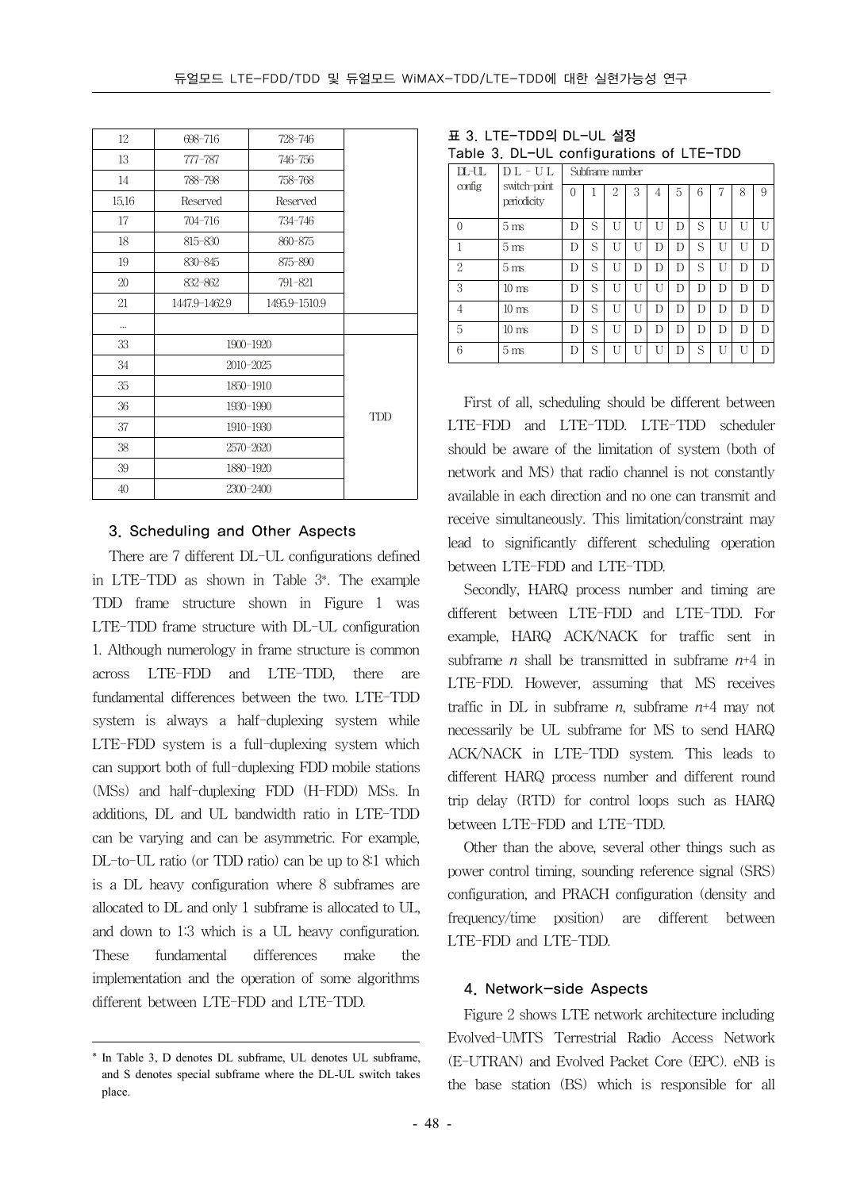| 12 | 698-716 | 728-746 | |
|---|---|---|---|
| 13 | 777-787 | 746-756 | |
| 14 | 788-798 | 758-768 | |
| 15,16 | Reserved | Reserved | |
| 17 | 704-716 | 734-746 | |
| 18 | 815-830 | 860-875 | |
| 19 | 830-845 | 875-890 | |
| 20 | 832-862 | 791-821 | |
| 21 | 1447.9-1462.9 | 1495.9-1510.9 | |
| ... | | | |
| 33 | 1900-1920 | | TDD |
| 34 | 2010-2025 | | TDD |
| 35 | 1850-1910 | | TDD |
| 36 | 1930-1990 | | TDD |
| 37 | 1910-1930 | | TDD |
| 38 | 2570-2620 | | TDD |
| 39 | 1880-1920 | | TDD |
| 40 | 2300-2400 | | TDD |

### 3. Scheduling and Other Aspects

There are 7 different DL-UL configurations defined in LTE-TDD as shown in Table 3*. The example TDD frame structure shown in Figure 1 was LTE-TDD frame structure with DL-UL configuration 1. Although numerology in frame structure is common across LTE-FDD and LTE-TDD, there are fundamental differences between the two. LTE-TDD system is always a half-duplexing system while LTE-FDD system is a full-duplexing system which can support both of full-duplexing FDD mobile stations (MSs) and half-duplexing FDD (H-FDD) MSs. In additions, DL and UL bandwidth ratio in LTE-TDD can be varying and can be asymmetric. For example, DL-to-UL ratio (or TDD ratio) can be up to 8:1 which is a DL heavy configuration where 8 subframes are allocated to DL and only 1 subframe is allocated to UL, and down to 1:3 which is a UL heavy configuration. These fundamental differences make the implementation and the operation of some algorithms different between LTE-FDD and LTE-TDD.

\* In Table 3, D denotes DL subframe, UL denotes UL subframe, and S denotes special subframe where the DL-UL switch takes place.

표 3. LTE-TDD의 DL-UL 설정
Table 3. DL-UL configurations of LTE-TDD

| DL-UL config | DL-UL switch-point periodicity | Subframe number | | | | | | | | | |
|---|---|---|---|---|---|---|---|---|---|---|---|
| | | 0 | 1 | 2 | 3 | 4 | 5 | 6 | 7 | 8 | 9 |
| 0 | 5 ms | D | S | U | U | U | D | S | U | U | U |
| 1 | 5 ms | D | S | U | U | D | D | S | U | U | D |
| 2 | 5 ms | D | S | U | D | D | D | S | U | D | D |
| 3 | 10 ms | D | S | U | U | U | D | D | D | D | D |
| 4 | 10 ms | D | S | U | U | D | D | D | D | D | D |
| 5 | 10 ms | D | S | U | D | D | D | D | D | D | D |
| 6 | 5 ms | D | S | U | U | U | D | S | U | U | D |

First of all, scheduling should be different between LTE-FDD and LTE-TDD. LTE-TDD scheduler should be aware of the limitation of system (both of network and MS) that radio channel is not constantly available in each direction and no one can transmit and receive simultaneously. This limitation/constraint may lead to significantly different scheduling operation between LTE-FDD and LTE-TDD.

Secondly, HARQ process number and timing are different between LTE-FDD and LTE-TDD. For example, HARQ ACK/NACK for traffic sent in subframe $n$ shall be transmitted in subframe $n+4$ in LTE-FDD. However, assuming that MS receives traffic in DL in subframe $n$, subframe $n+4$ may not necessarily be UL subframe for MS to send HARQ ACK/NACK in LTE-TDD system. This leads to different HARQ process number and different round trip delay (RTD) for control loops such as HARQ between LTE-FDD and LTE-TDD.

Other than the above, several other things such as power control timing, sounding reference signal (SRS) configuration, and PRACH configuration (density and frequency/time position) are different between LTE-FDD and LTE-TDD.

### 4. Network-side Aspects

Figure 2 shows LTE network architecture including Evolved-UMTS Terrestrial Radio Access Network (E-UTRAN) and Evolved Packet Core (EPC). eNB is the base station (BS) which is responsible for all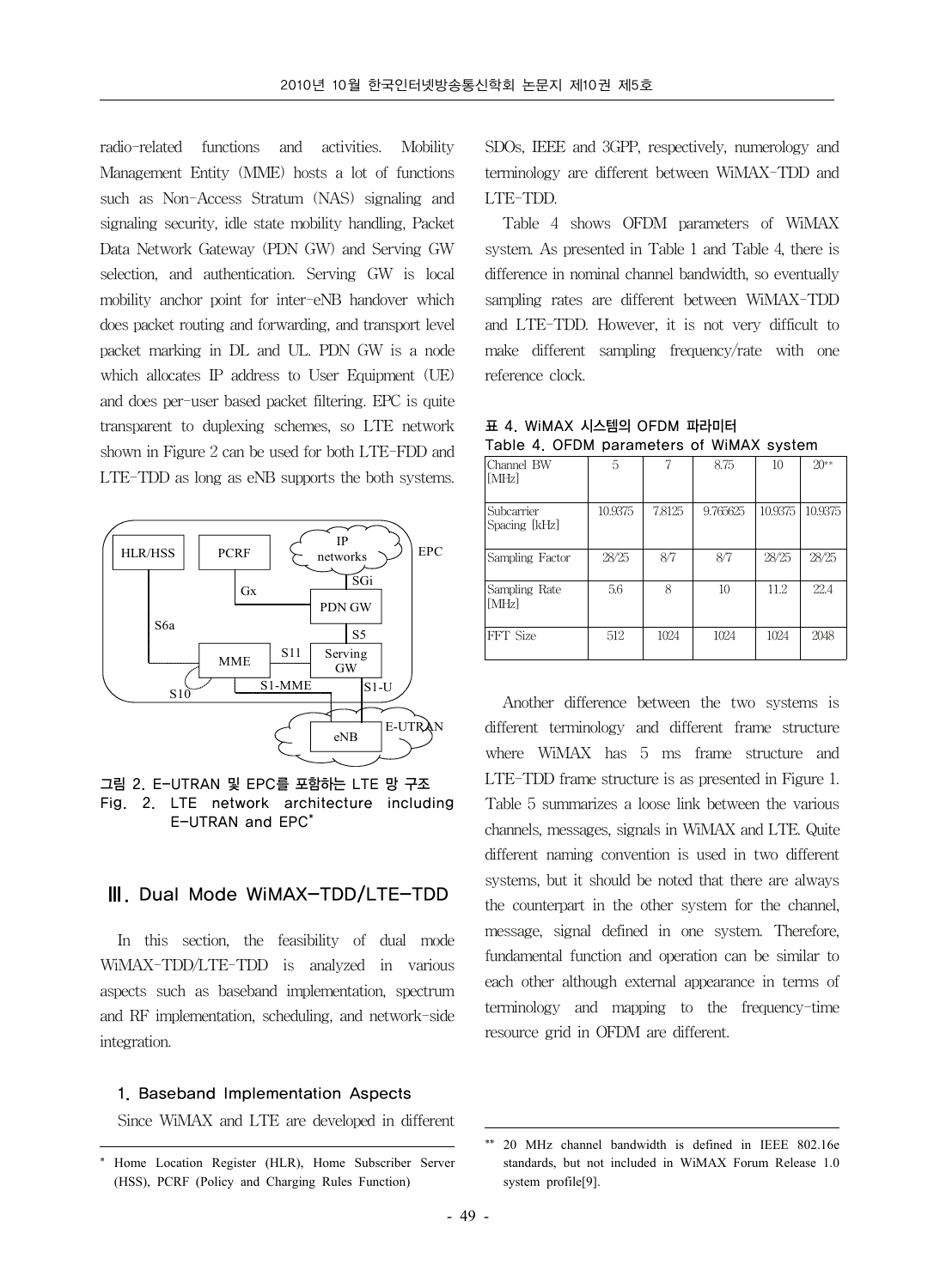radio-related functions and activities. Mobility Management Entity (MME) hosts a lot of functions such as Non-Access Stratum (NAS) signaling and signaling security, idle state mobility handling, Packet Data Network Gateway (PDN GW) and Serving GW selection, and authentication. Serving GW is local mobility anchor point for inter-eNB handover which does packet routing and forwarding, and transport level packet marking in DL and UL. PDN GW is a node which allocates IP address to User Equipment (UE) and does per-user based packet filtering. EPC is quite transparent to duplexing schemes, so LTE network shown in Figure 2 can be used for both LTE-FDD and LTE-TDD as long as eNB supports the both systems.

그림 2. E-UTRAN 및 EPC를 포함하는 LTE 망 구조
Fig. 2. LTE network architecture including E-UTRAN and EPC*

## Ⅲ. Dual Mode WiMAX-TDD/LTE-TDD

In this section, the feasibility of dual mode WiMAX-TDD/LTE-TDD is analyzed in various aspects such as baseband implementation, spectrum and RF implementation, scheduling, and network-side integration.

### 1. Baseband Implementation Aspects

Since WiMAX and LTE are developed in different SDOs, IEEE and 3GPP, respectively, numerology and terminology are different between WiMAX-TDD and LTE-TDD.

Table 4 shows OFDM parameters of WiMAX system. As presented in Table 1 and Table 4, there is difference in nominal channel bandwidth, so eventually sampling rates are different between WiMAX-TDD and LTE-TDD. However, it is not very difficult to make different sampling frequency/rate with one reference clock.

표 4. WiMAX 시스템의 OFDM 파라미터
Table 4. OFDM parameters of WiMAX system

| Channel BW [MHz] | 5 | 7 | 8.75 | 10 | 20** |
|---|---|---|---|---|---|
| Subcarrier Spacing [kHz] | 10.9375 | 7.8125 | 9.765625 | 10.9375 | 10.9375 |
| Sampling Factor | 28/25 | 8/7 | 8/7 | 28/25 | 28/25 |
| Sampling Rate [MHz] | 5.6 | 8 | 10 | 11.2 | 22.4 |
| FFT Size | 512 | 1024 | 1024 | 1024 | 2048 |

Another difference between the two systems is different terminology and different frame structure where WiMAX has 5 ms frame structure and LTE-TDD frame structure is as presented in Figure 1. Table 5 summarizes a loose link between the various channels, messages, signals in WiMAX and LTE. Quite different naming convention is used in two different systems, but it should be noted that there are always the counterpart in the other system for the channel, message, signal defined in one system. Therefore, fundamental function and operation can be similar to each other although external appearance in terms of terminology and mapping to the frequency-time resource grid in OFDM are different.

---

\* Home Location Register (HLR), Home Subscriber Server (HSS), PCRF (Policy and Charging Rules Function)

\*\* 20 MHz channel bandwidth is defined in IEEE 802.16e standards, but not included in WiMAX Forum Release 1.0 system profile[9].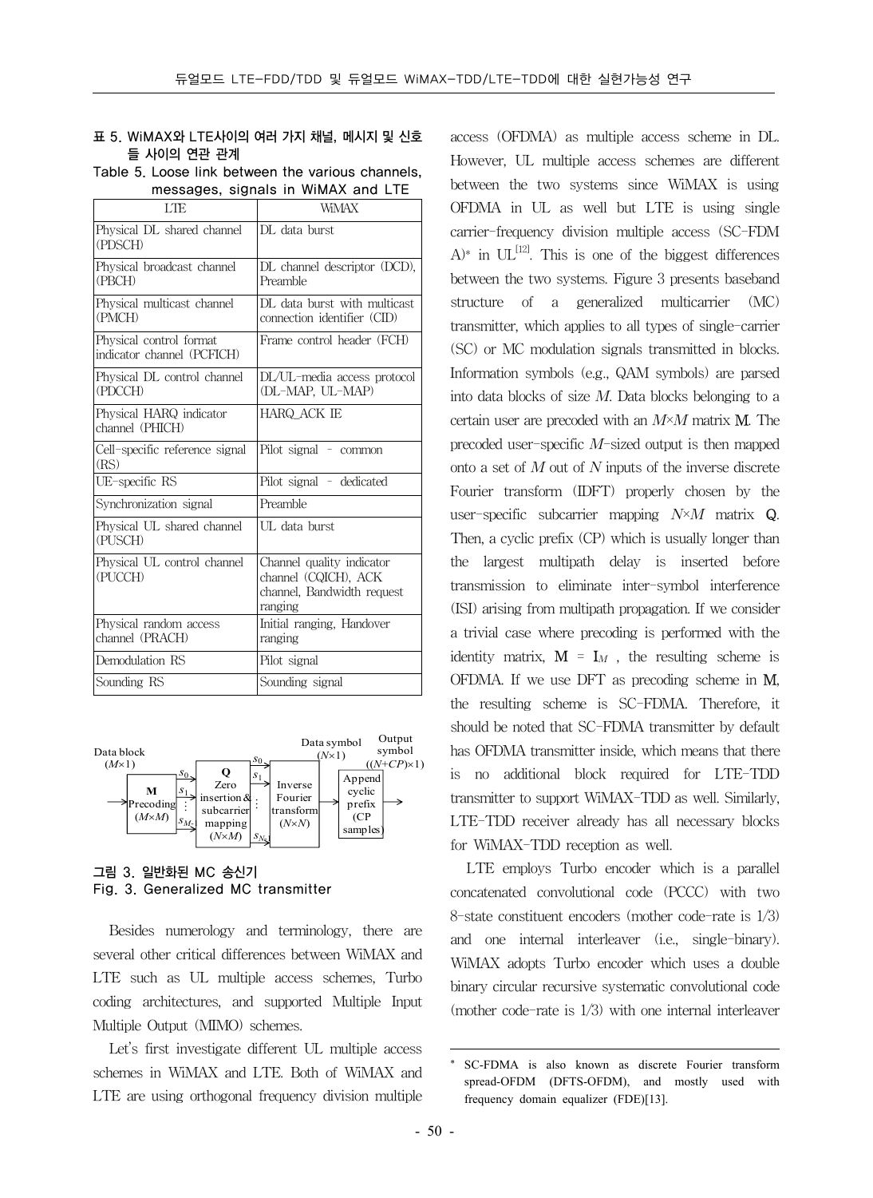표 5. WiMAX와 LTE사이의 여러 가지 채널, 메시지 및 신호들 사이의 연관 관계

Table 5. Loose link between the various channels, messages, signals in WiMAX and LTE

| LTE | WiMAX |
|---|---|
| Physical DL shared channel (PDSCH) | DL data burst |
| Physical broadcast channel (PBCH) | DL channel descriptor (DCD), Preamble |
| Physical multicast channel (PMCH) | DL data burst with multicast connection identifier (CID) |
| Physical control format indicator channel (PCFICH) | Frame control header (FCH) |
| Physical DL control channel (PDCCH) | DL/UL-media access protocol (DL-MAP, UL-MAP) |
| Physical HARQ indicator channel (PHICH) | HARQ_ACK IE |
| Cell-specific reference signal (RS) | Pilot signal - common |
| UE-specific RS | Pilot signal - dedicated |
| Synchronization signal | Preamble |
| Physical UL shared channel (PUSCH) | UL data burst |
| Physical UL control channel (PUCCH) | Channel quality indicator channel (CQICH), ACK channel, Bandwidth request ranging |
| Physical random access channel (PRACH) | Initial ranging, Handover ranging |
| Demodulation RS | Pilot signal |
| Sounding RS | Sounding signal |

그림 3. 일반화된 MC 송신기

Fig. 3. Generalized MC transmitter

Besides numerology and terminology, there are several other critical differences between WiMAX and LTE such as UL multiple access schemes, Turbo coding architectures, and supported Multiple Input Multiple Output (MIMO) schemes.

Let's first investigate different UL multiple access schemes in WiMAX and LTE. Both of WiMAX and LTE are using orthogonal frequency division multiple access (OFDMA) as multiple access scheme in DL. However, UL multiple access schemes are different between the two systems since WiMAX is using OFDMA in UL as well but LTE is using single carrier-frequency division multiple access (SC-FDMA)* in UL[12]. This is one of the biggest differences between the two systems. Figure 3 presents baseband structure of a generalized multicarrier (MC) transmitter, which applies to all types of single-carrier (SC) or MC modulation signals transmitted in blocks. Information symbols (e.g., QAM symbols) are parsed into data blocks of size $M$. Data blocks belonging to a certain user are precoded with an $M \times M$ matrix $\mathbf{M}$. The precoded user-specific $M$-sized output is then mapped onto a set of $M$ out of $N$ inputs of the inverse discrete Fourier transform (IDFT) properly chosen by the user-specific subcarrier mapping $N \times M$ matrix $\mathbf{Q}$. Then, a cyclic prefix (CP) which is usually longer than the largest multipath delay is inserted before transmission to eliminate inter-symbol interference (ISI) arising from multipath propagation. If we consider a trivial case where precoding is performed with the identity matrix, $\mathbf{M} = \mathbf{I}_M$, the resulting scheme is OFDMA. If we use DFT as precoding scheme in $\mathbf{M}$, the resulting scheme is SC-FDMA. Therefore, it should be noted that SC-FDMA transmitter by default has OFDMA transmitter inside, which means that there is no additional block required for LTE-TDD transmitter to support WiMAX-TDD as well. Similarly, LTE-TDD receiver already has all necessary blocks for WiMAX-TDD reception as well.

LTE employs Turbo encoder which is a parallel concatenated convolutional code (PCCC) with two 8-state constituent encoders (mother code-rate is 1/3) and one internal interleaver (i.e., single-binary). WiMAX adopts Turbo encoder which uses a double binary circular recursive systematic convolutional code (mother code-rate is 1/3) with one internal interleaver

* SC-FDMA is also known as discrete Fourier transform spread-OFDM (DFTS-OFDM), and mostly used with frequency domain equalizer (FDE)[13].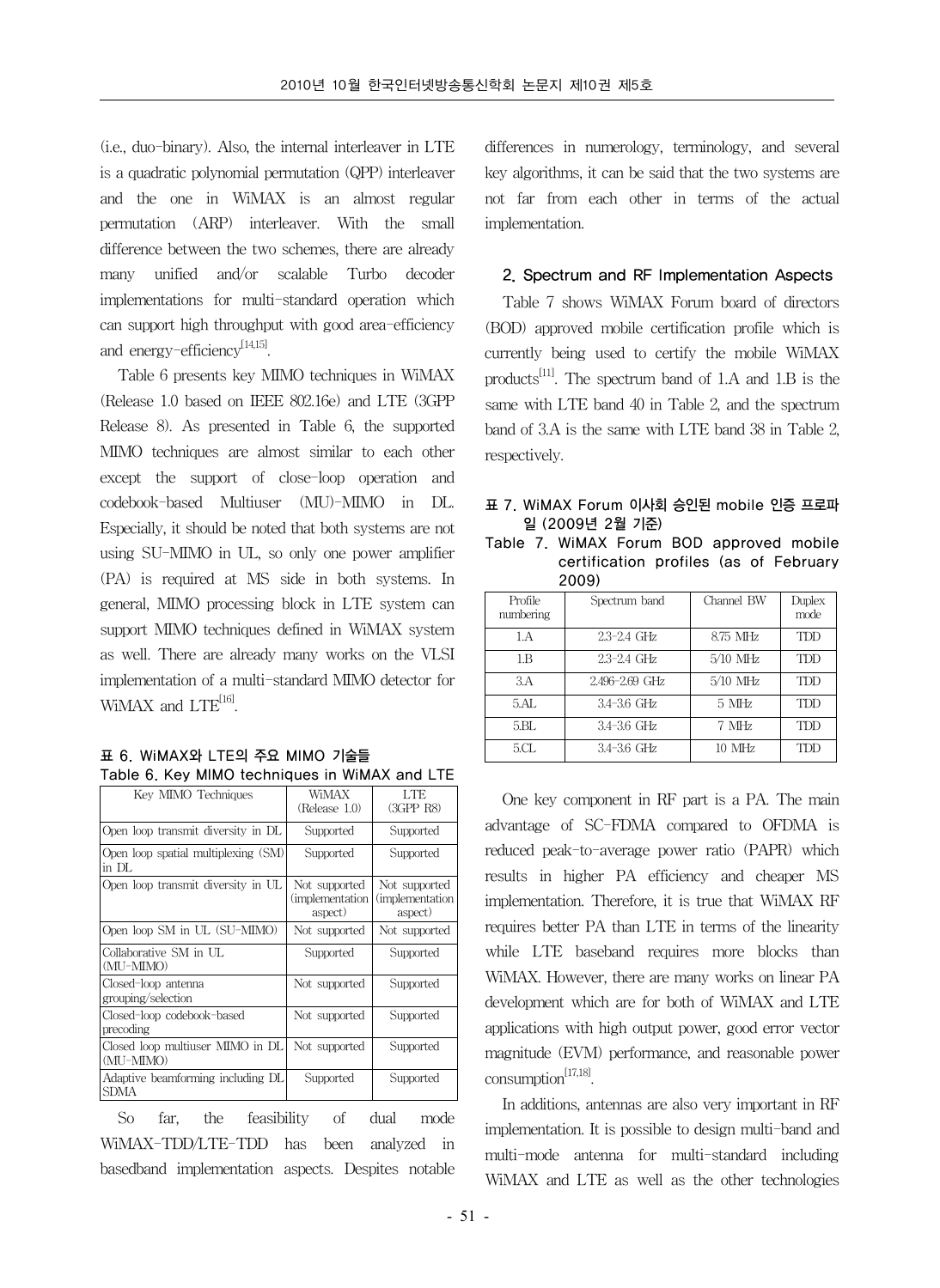(i.e., duo-binary). Also, the internal interleaver in LTE is a quadratic polynomial permutation (QPP) interleaver and the one in WiMAX is an almost regular permutation (ARP) interleaver. With the small difference between the two schemes, there are already many unified and/or scalable Turbo decoder implementations for multi-standard operation which can support high throughput with good area-efficiency and energy-efficiency[14,15].

Table 6 presents key MIMO techniques in WiMAX (Release 1.0 based on IEEE 802.16e) and LTE (3GPP Release 8). As presented in Table 6, the supported MIMO techniques are almost similar to each other except the support of close-loop operation and codebook-based Multiuser (MU)-MIMO in DL. Especially, it should be noted that both systems are not using SU-MIMO in UL, so only one power amplifier (PA) is required at MS side in both systems. In general, MIMO processing block in LTE system can support MIMO techniques defined in WiMAX system as well. There are already many works on the VLSI implementation of a multi-standard MIMO detector for WiMAX and LTE[16].

표 6. WiMAX와 LTE의 주요 MIMO 기술들
Table 6. Key MIMO techniques in WiMAX and LTE

| Key MIMO Techniques | WiMAX (Release 1.0) | LTE (3GPP R8) |
|---|---|---|
| Open loop transmit diversity in DL | Supported | Supported |
| Open loop spatial multiplexing (SM) in DL | Supported | Supported |
| Open loop transmit diversity in UL | Not supported (implementation aspect) | Not supported (implementation aspect) |
| Open loop SM in UL (SU-MIMO) | Not supported | Not supported |
| Collaborative SM in UL (MU-MIMO) | Supported | Supported |
| Closed-loop antenna grouping/selection | Not supported | Supported |
| Closed-loop codebook-based precoding | Not supported | Supported |
| Closed loop multiuser MIMO in DL (MU-MIMO) | Not supported | Supported |
| Adaptive beamforming including DL SDMA | Supported | Supported |

So far, the feasibility of dual mode WiMAX-TDD/LTE-TDD has been analyzed in basedband implementation aspects. Despites notable differences in numerology, terminology, and several key algorithms, it can be said that the two systems are not far from each other in terms of the actual implementation.

## 2. Spectrum and RF Implementation Aspects

Table 7 shows WiMAX Forum board of directors (BOD) approved mobile certification profile which is currently being used to certify the mobile WiMAX products[11]. The spectrum band of 1.A and 1.B is the same with LTE band 40 in Table 2, and the spectrum band of 3.A is the same with LTE band 38 in Table 2, respectively.

표 7. WiMAX Forum 이사회 승인된 mobile 인증 프로파일 (2009년 2월 기준)
Table 7. WiMAX Forum BOD approved mobile certification profiles (as of February 2009)

| Profile numbering | Spectrum band | Channel BW | Duplex mode |
|---|---|---|---|
| 1.A | 2.3-2.4 GHz | 8.75 MHz | TDD |
| 1.B | 2.3-2.4 GHz | 5/10 MHz | TDD |
| 3.A | 2.496-2.69 GHz | 5/10 MHz | TDD |
| 5.AL | 3.4-3.6 GHz | 5 MHz | TDD |
| 5.BL | 3.4-3.6 GHz | 7 MHz | TDD |
| 5.CL | 3.4-3.6 GHz | 10 MHz | TDD |

One key component in RF part is a PA. The main advantage of SC-FDMA compared to OFDMA is reduced peak-to-average power ratio (PAPR) which results in higher PA efficiency and cheaper MS implementation. Therefore, it is true that WiMAX RF requires better PA than LTE in terms of the linearity while LTE baseband requires more blocks than WiMAX. However, there are many works on linear PA development which are for both of WiMAX and LTE applications with high output power, good error vector magnitude (EVM) performance, and reasonable power consumption[17,18].

In additions, antennas are also very important in RF implementation. It is possible to design multi-band and multi-mode antenna for multi-standard including WiMAX and LTE as well as the other technologies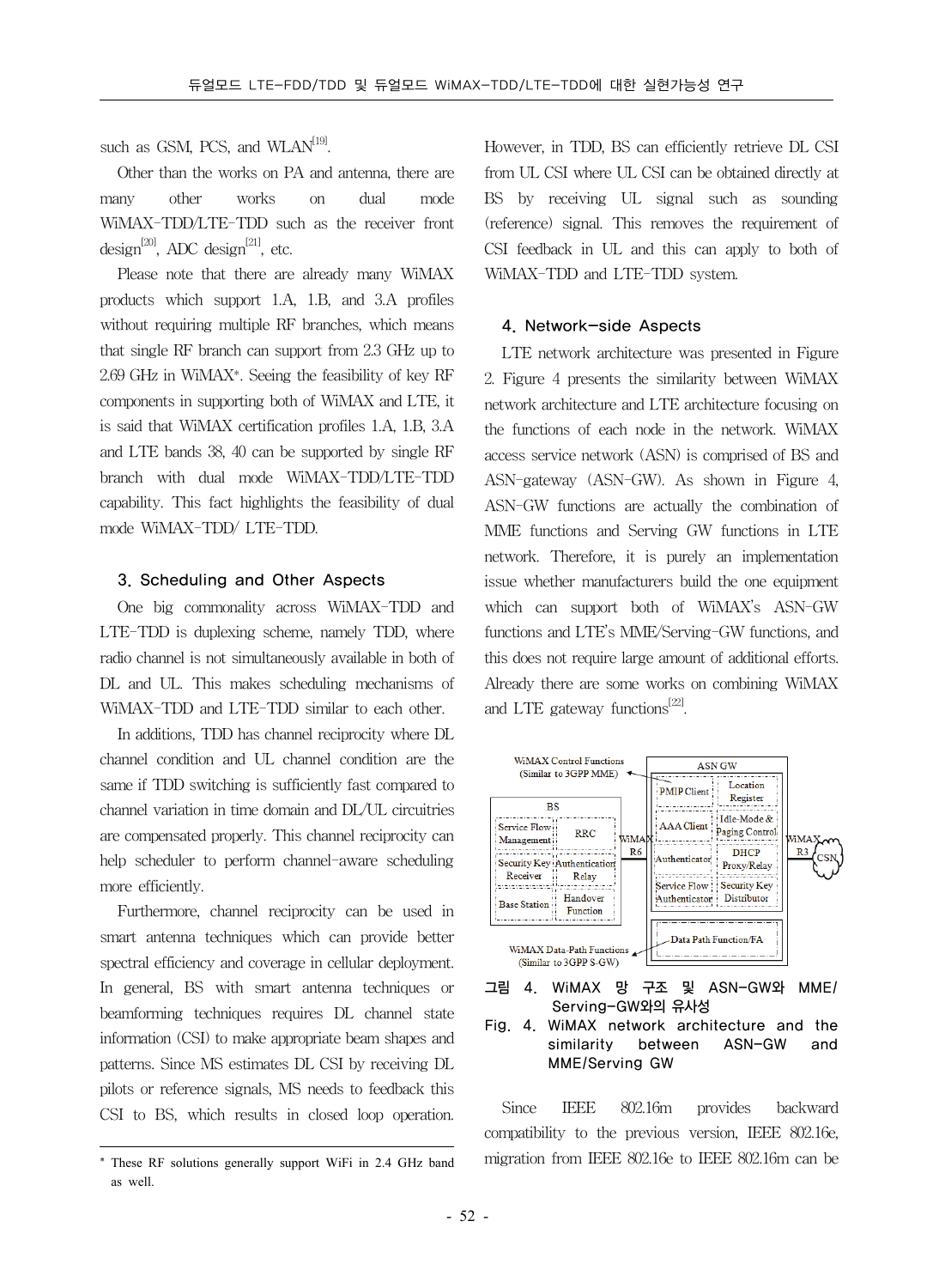such as GSM, PCS, and WLAN[19].

Other than the works on PA and antenna, there are many other works on dual mode WiMAX-TDD/LTE-TDD such as the receiver front design[20], ADC design[21], etc.

Please note that there are already many WiMAX products which support 1.A, 1.B, and 3.A profiles without requiring multiple RF branches, which means that single RF branch can support from 2.3 GHz up to 2.69 GHz in WiMAX*. Seeing the feasibility of key RF components in supporting both of WiMAX and LTE, it is said that WiMAX certification profiles 1.A, 1.B, 3.A and LTE bands 38, 40 can be supported by single RF branch with dual mode WiMAX-TDD/LTE-TDD capability. This fact highlights the feasibility of dual mode WiMAX-TDD/ LTE-TDD.

## 3. Scheduling and Other Aspects

One big commonality across WiMAX-TDD and LTE-TDD is duplexing scheme, namely TDD, where radio channel is not simultaneously available in both of DL and UL. This makes scheduling mechanisms of WiMAX-TDD and LTE-TDD similar to each other.

In additions, TDD has channel reciprocity where DL channel condition and UL channel condition are the same if TDD switching is sufficiently fast compared to channel variation in time domain and DL/UL circuitries are compensated properly. This channel reciprocity can help scheduler to perform channel-aware scheduling more efficiently.

Furthermore, channel reciprocity can be used in smart antenna techniques which can provide better spectral efficiency and coverage in cellular deployment. In general, BS with smart antenna techniques or beamforming techniques requires DL channel state information (CSI) to make appropriate beam shapes and patterns. Since MS estimates DL CSI by receiving DL pilots or reference signals, MS needs to feedback this CSI to BS, which results in closed loop operation. However, in TDD, BS can efficiently retrieve DL CSI from UL CSI where UL CSI can be obtained directly at BS by receiving UL signal such as sounding (reference) signal. This removes the requirement of CSI feedback in UL and this can apply to both of WiMAX-TDD and LTE-TDD system.

## 4. Network-side Aspects

LTE network architecture was presented in Figure 2. Figure 4 presents the similarity between WiMAX network architecture and LTE architecture focusing on the functions of each node in the network. WiMAX access service network (ASN) is comprised of BS and ASN-gateway (ASN-GW). As shown in Figure 4, ASN-GW functions are actually the combination of MME functions and Serving GW functions in LTE network. Therefore, it is purely an implementation issue whether manufacturers build the one equipment which can support both of WiMAX's ASN-GW functions and LTE's MME/Serving-GW functions, and this does not require large amount of additional efforts. Already there are some works on combining WiMAX and LTE gateway functions[22].

그림 4. WiMAX 망 구조 및 ASN-GW와 MME/Serving-GW와의 유사성
Fig. 4. WiMAX network architecture and the similarity between ASN-GW and MME/Serving GW

Since IEEE 802.16m provides backward compatibility to the previous version, IEEE 802.16e, migration from IEEE 802.16e to IEEE 802.16m can be

* These RF solutions generally support WiFi in 2.4 GHz band as well.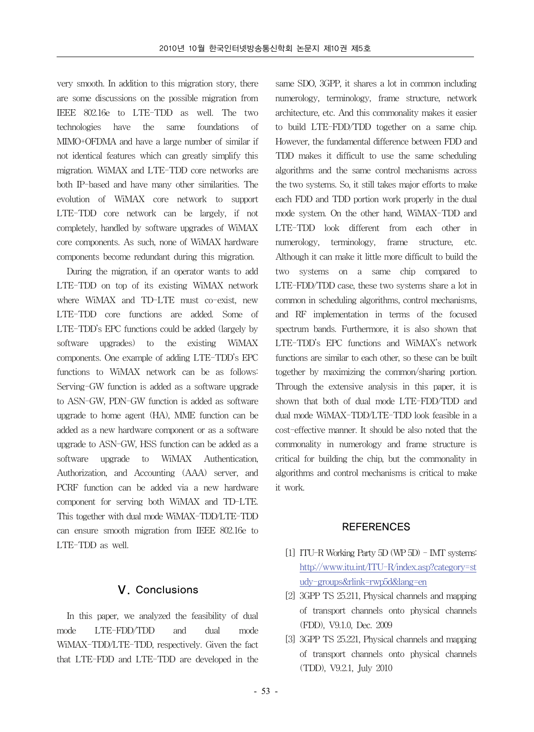very smooth. In addition to this migration story, there are some discussions on the possible migration from IEEE 802.16e to LTE-TDD as well. The two technologies have the same foundations of MIMO+OFDMA and have a large number of similar if not identical features which can greatly simplify this migration. WiMAX and LTE-TDD core networks are both IP-based and have many other similarities. The evolution of WiMAX core network to support LTE-TDD core network can be largely, if not completely, handled by software upgrades of WiMAX core components. As such, none of WiMAX hardware components become redundant during this migration.

During the migration, if an operator wants to add LTE-TDD on top of its existing WiMAX network where WiMAX and TD-LTE must co-exist, new LTE-TDD core functions are added. Some of LTE-TDD's EPC functions could be added (largely by software upgrades) to the existing WiMAX components. One example of adding LTE-TDD's EPC functions to WiMAX network can be as follows: Serving-GW function is added as a software upgrade to ASN-GW, PDN-GW function is added as software upgrade to home agent (HA), MME function can be added as a new hardware component or as a software upgrade to ASN-GW, HSS function can be added as a software upgrade to WiMAX Authentication, Authorization, and Accounting (AAA) server, and PCRF function can be added via a new hardware component for serving both WiMAX and TD-LTE. This together with dual mode WiMAX-TDD/LTE-TDD can ensure smooth migration from IEEE 802.16e to LTE-TDD as well.

## Ⅴ. Conclusions

In this paper, we analyzed the feasibility of dual mode LTE-FDD/TDD and dual mode WiMAX-TDD/LTE-TDD, respectively. Given the fact that LTE-FDD and LTE-TDD are developed in the same SDO, 3GPP, it shares a lot in common including numerology, terminology, frame structure, network architecture, etc. And this commonality makes it easier to build LTE-FDD/TDD together on a same chip. However, the fundamental difference between FDD and TDD makes it difficult to use the same scheduling algorithms and the same control mechanisms across the two systems. So, it still takes major efforts to make each FDD and TDD portion work properly in the dual mode system. On the other hand, WiMAX-TDD and LTE-TDD look different from each other in numerology, terminology, frame structure, etc. Although it can make it little more difficult to build the two systems on a same chip compared to LTE-FDD/TDD case, these two systems share a lot in common in scheduling algorithms, control mechanisms, and RF implementation in terms of the focused spectrum bands. Furthermore, it is also shown that LTE-TDD's EPC functions and WiMAX's network functions are similar to each other, so these can be built together by maximizing the common/sharing portion. Through the extensive analysis in this paper, it is shown that both of dual mode LTE-FDD/TDD and dual mode WiMAX-TDD/LTE-TDD look feasible in a cost-effective manner. It should be also noted that the commonality in numerology and frame structure is critical for building the chip, but the commonality in algorithms and control mechanisms is critical to make it work.

## REFERENCES

[1] ITU-R Working Party 5D (WP 5D) – IMT systems: http://www.itu.int/ITU-R/index.asp?category=study-groups&rlink=rwp5d&lang=en

[2] 3GPP TS 25.211, Physical channels and mapping of transport channels onto physical channels (FDD), V9.1.0, Dec. 2009

[3] 3GPP TS 25.221, Physical channels and mapping of transport channels onto physical channels (TDD), V9.2.1, July 2010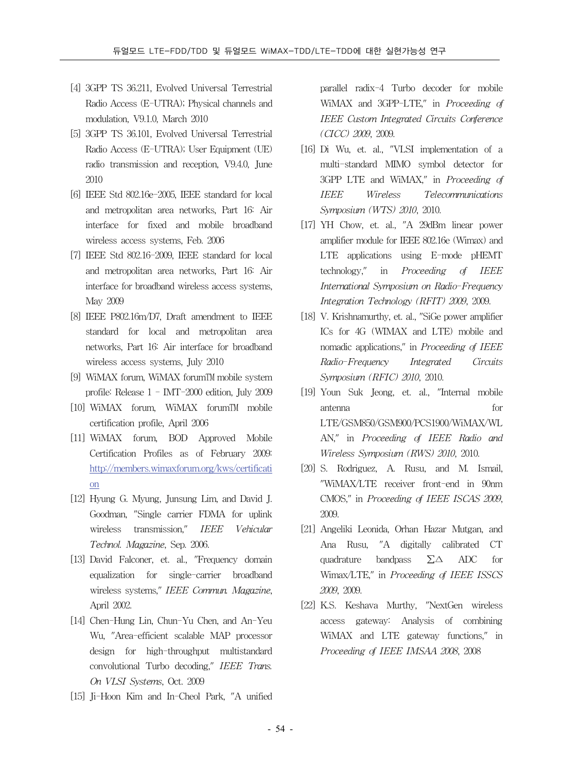[4] 3GPP TS 36.211, Evolved Universal Terrestrial Radio Access (E-UTRA); Physical channels and modulation, V9.1.0, March 2010

[5] 3GPP TS 36.101, Evolved Universal Terrestrial Radio Access (E-UTRA); User Equipment (UE) radio transmission and reception, V9.4.0, June 2010

[6] IEEE Std 802.16e-2005, IEEE standard for local and metropolitan area networks, Part 16: Air interface for fixed and mobile broadband wireless access systems, Feb. 2006

[7] IEEE Std 802.16-2009, IEEE standard for local and metropolitan area networks, Part 16: Air interface for broadband wireless access systems, May 2009

[8] IEEE P802.16m/D7, Draft amendment to IEEE standard for local and metropolitan area networks, Part 16: Air interface for broadband wireless access systems, July 2010

[9] WiMAX forum, WiMAX forumTM mobile system profile: Release 1 - IMT-2000 edition, July 2009

[10] WiMAX forum, WiMAX forumTM mobile certification profile, April 2006

[11] WiMAX forum, BOD Approved Mobile Certification Profiles as of February 2009: http://members.wimaxforum.org/kws/certification

[12] Hyung G. Myung, Junsung Lim, and David J. Goodman, "Single carrier FDMA for uplink wireless transmission," *IEEE Vehicular Technol. Magazine*, Sep. 2006.

[13] David Falconer, et. al., "Frequency domain equalization for single-carrier broadband wireless systems," *IEEE Commun. Magazine*, April 2002.

[14] Chen-Hung Lin, Chun-Yu Chen, and An-Yeu Wu, "Area-efficient scalable MAP processor design for high-throughput multistandard convolutional Turbo decoding," *IEEE Trans. On VLSI Systems*, Oct. 2009

[15] Ji-Hoon Kim and In-Cheol Park, "A unified parallel radix-4 Turbo decoder for mobile WiMAX and 3GPP-LTE," in *Proceeding of IEEE Custom Integrated Circuits Conference (CICC) 2009*, 2009.

[16] Di Wu, et. al., "VLSI implementation of a multi-standard MIMO symbol detector for 3GPP LTE and WiMAX," in *Proceeding of IEEE Wireless Telecommunications Symposium (WTS) 2010*, 2010.

[17] YH Chow, et. al., "A 29dBm linear power amplifier module for IEEE 802.16e (Wimax) and LTE applications using E-mode pHEMT technology," in *Proceeding of IEEE International Symposium on Radio-Frequency Integration Technology (RFIT) 2009*, 2009.

[18] V. Krishnamurthy, et. al., "SiGe power amplifier ICs for 4G (WIMAX and LTE) mobile and nomadic applications," in *Proceeding of IEEE Radio-Frequency Integrated Circuits Symposium (RFIC) 2010*, 2010.

[19] Youn Suk Jeong, et. al., "Internal mobile antenna for LTE/GSM850/GSM900/PCS1900/WiMAX/WLAN," in *Proceeding of IEEE Radio and Wireless Symposium (RWS) 2010*, 2010.

[20] S. Rodriguez, A. Rusu, and M. Ismail, "WiMAX/LTE receiver front-end in 90nm CMOS," in *Proceeding of IEEE ISCAS 2009*, 2009.

[21] Angeliki Leonida, Orhan Hazar Mutgan, and Ana Rusu, "A digitally calibrated CT quadrature bandpass $\Sigma\Delta$ ADC for Wimax/LTE," in *Proceeding of IEEE ISSCS 2009*, 2009.

[22] K.S. Keshava Murthy, "NextGen wireless access gateway: Analysis of combining WiMAX and LTE gateway functions," in *Proceeding of IEEE IMSAA 2008*, 2008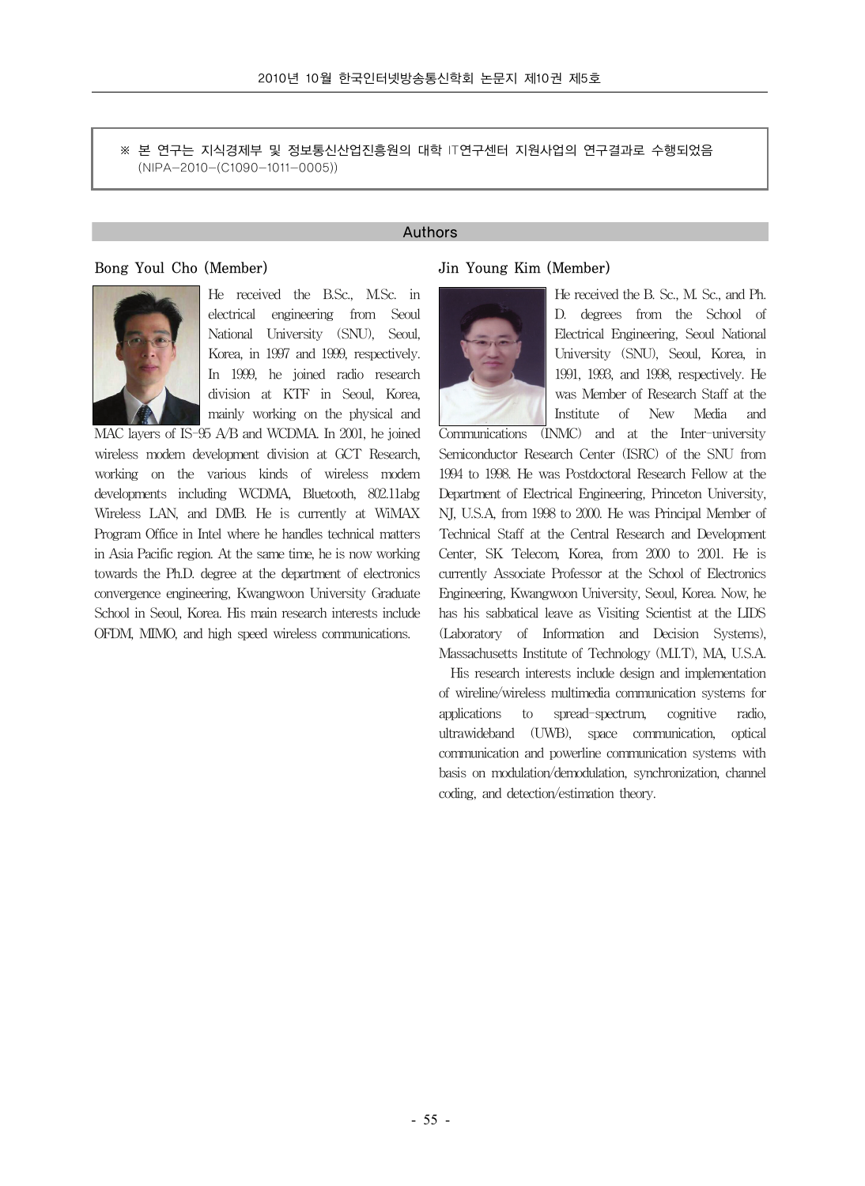※ 본 연구는 지식경제부 및 정보통신산업진흥원의 대학 IT연구센터 지원사업의 연구결과로 수행되었음 (NIPA-2010-(C1090-1011-0005))

## Authors

### Bong Youl Cho (Member)

He received the B.Sc., M.Sc. in electrical engineering from Seoul National University (SNU), Seoul, Korea, in 1997 and 1999, respectively. In 1999, he joined radio research division at KTF in Seoul, Korea, mainly working on the physical and MAC layers of IS-95 A/B and WCDMA. In 2001, he joined wireless modem development division at GCT Research, working on the various kinds of wireless modem developments including WCDMA, Bluetooth, 802.11abg Wireless LAN, and DMB. He is currently at WiMAX Program Office in Intel where he handles technical matters in Asia Pacific region. At the same time, he is now working towards the Ph.D. degree at the department of electronics convergence engineering, Kwangwoon University Graduate School in Seoul, Korea. His main research interests include OFDM, MIMO, and high speed wireless communications.

### Jin Young Kim (Member)

He received the B. Sc., M. Sc., and Ph. D. degrees from the School of Electrical Engineering, Seoul National University (SNU), Seoul, Korea, in 1991, 1993, and 1998, respectively. He was Member of Research Staff at the Institute of New Media and Communications (INMC) and at the Inter-university Semiconductor Research Center (ISRC) of the SNU from 1994 to 1998. He was Postdoctoral Research Fellow at the Department of Electrical Engineering, Princeton University, NJ, U.S.A, from 1998 to 2000. He was Principal Member of Technical Staff at the Central Research and Development Center, SK Telecom, Korea, from 2000 to 2001. He is currently Associate Professor at the School of Electronics Engineering, Kwangwoon University, Seoul, Korea. Now, he has his sabbatical leave as Visiting Scientist at the LIDS (Laboratory of Information and Decision Systems), Massachusetts Institute of Technology (M.I.T), MA, U.S.A.

His research interests include design and implementation of wireline/wireless multimedia communication systems for applications to spread-spectrum, cognitive radio, ultrawideband (UWB), space communication, optical communication and powerline communication systems with basis on modulation/demodulation, synchronization, channel coding, and detection/estimation theory.